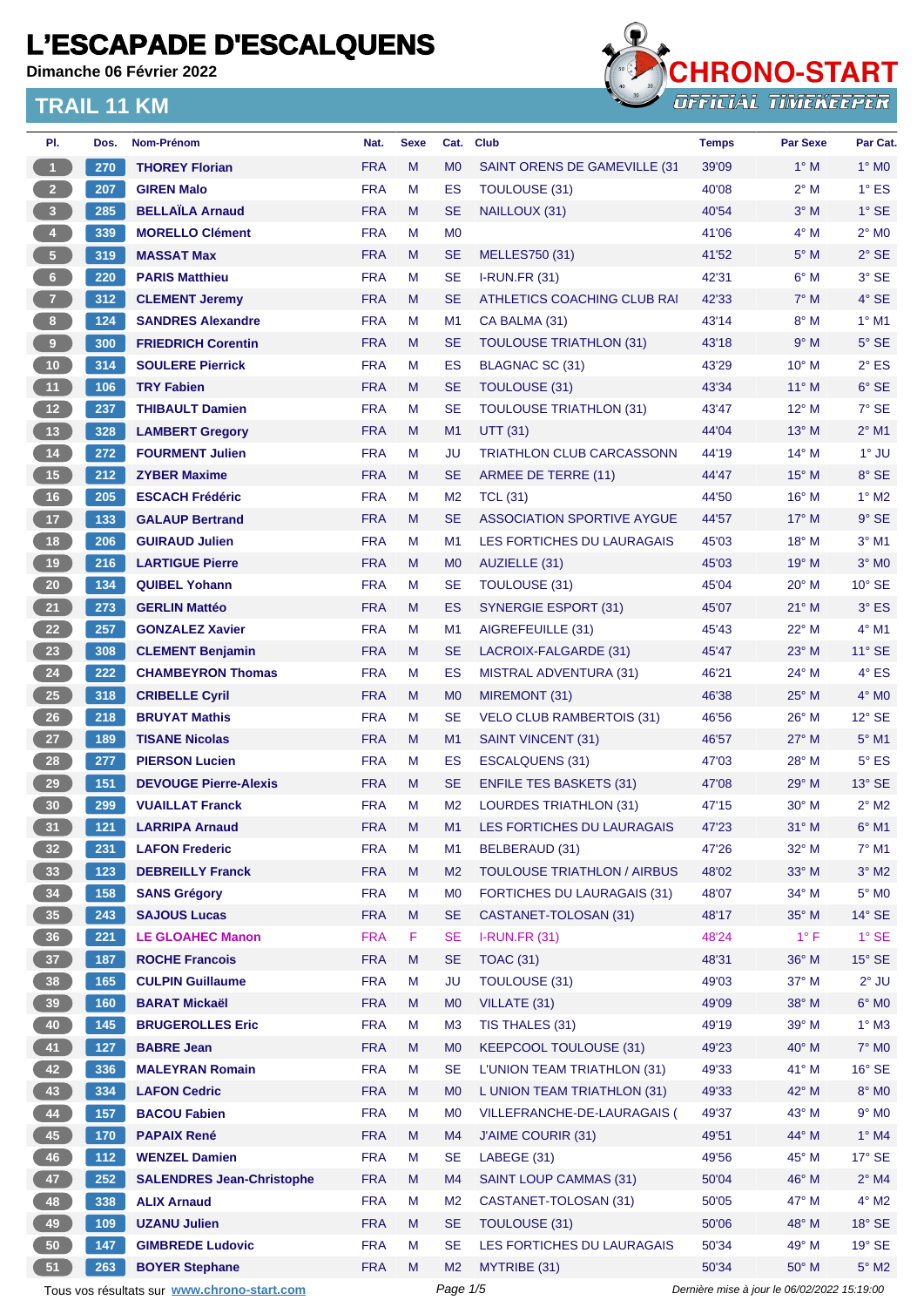# L'ESCAPADE D'ESCALQUENS

**Dimanche 06 Février 2022**

## TRAIL 11 KM

| Pl. | Dos. | Nom-Prénom | Nat. | Sexe | Cat. | Club | Temps | Par Sexe | Par Cat. |
|---|---|---|---|---|---|---|---|---|---|
| 1 | 270 | THOREY Florian | FRA | M | M0 | SAINT ORENS DE GAMEVILLE (31 | 39'09 | 1° M | 1° M0 |
| 2 | 207 | GIREN Malo | FRA | M | ES | TOULOUSE (31) | 40'08 | 2° M | 1° ES |
| 3 | 285 | BELLAÏLA Arnaud | FRA | M | SE | NAILLOUX (31) | 40'54 | 3° M | 1° SE |
| 4 | 339 | MORELLO Clément | FRA | M | M0 | | 41'06 | 4° M | 2° M0 |
| 5 | 319 | MASSAT Max | FRA | M | SE | MELLES750 (31) | 41'52 | 5° M | 2° SE |
| 6 | 220 | PARIS Matthieu | FRA | M | SE | I-RUN.FR (31) | 42'31 | 6° M | 3° SE |
| 7 | 312 | CLEMENT Jeremy | FRA | M | SE | ATHLETICS COACHING CLUB RAI | 42'33 | 7° M | 4° SE |
| 8 | 124 | SANDRES Alexandre | FRA | M | M1 | CA BALMA (31) | 43'14 | 8° M | 1° M1 |
| 9 | 300 | FRIEDRICH Corentin | FRA | M | SE | TOULOUSE TRIATHLON (31) | 43'18 | 9° M | 5° SE |
| 10 | 314 | SOULERE Pierrick | FRA | M | ES | BLAGNAC SC (31) | 43'29 | 10° M | 2° ES |
| 11 | 106 | TRY Fabien | FRA | M | SE | TOULOUSE (31) | 43'34 | 11° M | 6° SE |
| 12 | 237 | THIBAULT Damien | FRA | M | SE | TOULOUSE TRIATHLON (31) | 43'47 | 12° M | 7° SE |
| 13 | 328 | LAMBERT Gregory | FRA | M | M1 | UTT (31) | 44'04 | 13° M | 2° M1 |
| 14 | 272 | FOURMENT Julien | FRA | M | JU | TRIATHLON CLUB CARCASSONN | 44'19 | 14° M | 1° JU |
| 15 | 212 | ZYBER Maxime | FRA | M | SE | ARMEE DE TERRE (11) | 44'47 | 15° M | 8° SE |
| 16 | 205 | ESCACH Frédéric | FRA | M | M2 | TCL (31) | 44'50 | 16° M | 1° M2 |
| 17 | 133 | GALAUP Bertrand | FRA | M | SE | ASSOCIATION SPORTIVE AYGUE | 44'57 | 17° M | 9° SE |
| 18 | 206 | GUIRAUD Julien | FRA | M | M1 | LES FORTICHES DU LAURAGAIS | 45'03 | 18° M | 3° M1 |
| 19 | 216 | LARTIGUE Pierre | FRA | M | M0 | AUZIELLE (31) | 45'03 | 19° M | 3° M0 |
| 20 | 134 | QUIBEL Yohann | FRA | M | SE | TOULOUSE (31) | 45'04 | 20° M | 10° SE |
| 21 | 273 | GERLIN Mattéo | FRA | M | ES | SYNERGIE ESPORT (31) | 45'07 | 21° M | 3° ES |
| 22 | 257 | GONZALEZ Xavier | FRA | M | M1 | AIGREFEUILLE (31) | 45'43 | 22° M | 4° M1 |
| 23 | 308 | CLEMENT Benjamin | FRA | M | SE | LACROIX-FALGARDE (31) | 45'47 | 23° M | 11° SE |
| 24 | 222 | CHAMBEYRON Thomas | FRA | M | ES | MISTRAL ADVENTURA (31) | 46'21 | 24° M | 4° ES |
| 25 | 318 | CRIBELLE Cyril | FRA | M | M0 | MIREMONT (31) | 46'38 | 25° M | 4° M0 |
| 26 | 218 | BRUYAT Mathis | FRA | M | SE | VELO CLUB RAMBERTOIS (31) | 46'56 | 26° M | 12° SE |
| 27 | 189 | TISANE Nicolas | FRA | M | M1 | SAINT VINCENT (31) | 46'57 | 27° M | 5° M1 |
| 28 | 277 | PIERSON Lucien | FRA | M | ES | ESCALQUENS (31) | 47'03 | 28° M | 5° ES |
| 29 | 151 | DEVOUGE Pierre-Alexis | FRA | M | SE | ENFILE TES BASKETS (31) | 47'08 | 29° M | 13° SE |
| 30 | 299 | VUAILLAT Franck | FRA | M | M2 | LOURDES TRIATHLON (31) | 47'15 | 30° M | 2° M2 |
| 31 | 121 | LARRIPA Arnaud | FRA | M | M1 | LES FORTICHES DU LAURAGAIS | 47'23 | 31° M | 6° M1 |
| 32 | 231 | LAFON Frederic | FRA | M | M1 | BELBERAUD (31) | 47'26 | 32° M | 7° M1 |
| 33 | 123 | DEBREILLY Franck | FRA | M | M2 | TOULOUSE TRIATHLON / AIRBUS | 48'02 | 33° M | 3° M2 |
| 34 | 158 | SANS Grégory | FRA | M | M0 | FORTICHES DU LAURAGAIS (31) | 48'07 | 34° M | 5° M0 |
| 35 | 243 | SAJOUS Lucas | FRA | M | SE | CASTANET-TOLOSAN (31) | 48'17 | 35° M | 14° SE |
| 36 | 221 | LE GLOAHEC Manon | FRA | F | SE | I-RUN.FR (31) | 48'24 | 1° F | 1° SE |
| 37 | 187 | ROCHE Francois | FRA | M | SE | TOAC (31) | 48'31 | 36° M | 15° SE |
| 38 | 165 | CULPIN Guillaume | FRA | M | JU | TOULOUSE (31) | 49'03 | 37° M | 2° JU |
| 39 | 160 | BARAT Mickaël | FRA | M | M0 | VILLATE (31) | 49'09 | 38° M | 6° M0 |
| 40 | 145 | BRUGEROLLES Eric | FRA | M | M3 | TIS THALES (31) | 49'19 | 39° M | 1° M3 |
| 41 | 127 | BABRE Jean | FRA | M | M0 | KEEPCOOL TOULOUSE (31) | 49'23 | 40° M | 7° M0 |
| 42 | 336 | MALEYRAN Romain | FRA | M | SE | L'UNION TEAM TRIATHLON (31) | 49'33 | 41° M | 16° SE |
| 43 | 334 | LAFON Cedric | FRA | M | M0 | L UNION TEAM TRIATHLON (31) | 49'33 | 42° M | 8° M0 |
| 44 | 157 | BACOU Fabien | FRA | M | M0 | VILLEFRANCHE-DE-LAURAGAIS ( | 49'37 | 43° M | 9° M0 |
| 45 | 170 | PAPAIX René | FRA | M | M4 | J'AIME COURIR (31) | 49'51 | 44° M | 1° M4 |
| 46 | 112 | WENZEL Damien | FRA | M | SE | LABEGE (31) | 49'56 | 45° M | 17° SE |
| 47 | 252 | SALENDRES Jean-Christophe | FRA | M | M4 | SAINT LOUP CAMMAS (31) | 50'04 | 46° M | 2° M4 |
| 48 | 338 | ALIX Arnaud | FRA | M | M2 | CASTANET-TOLOSAN (31) | 50'05 | 47° M | 4° M2 |
| 49 | 109 | UZANU Julien | FRA | M | SE | TOULOUSE (31) | 50'06 | 48° M | 18° SE |
| 50 | 147 | GIMBREDE Ludovic | FRA | M | SE | LES FORTICHES DU LAURAGAIS | 50'34 | 49° M | 19° SE |
| 51 | 263 | BOYER Stephane | FRA | M | M2 | MYTRIBE (31) | 50'34 | 50° M | 5° M2 |

Tous vos résultats sur www.chrono-start.com — *Dernière mise à jour le 06/02/2022 15:19:00*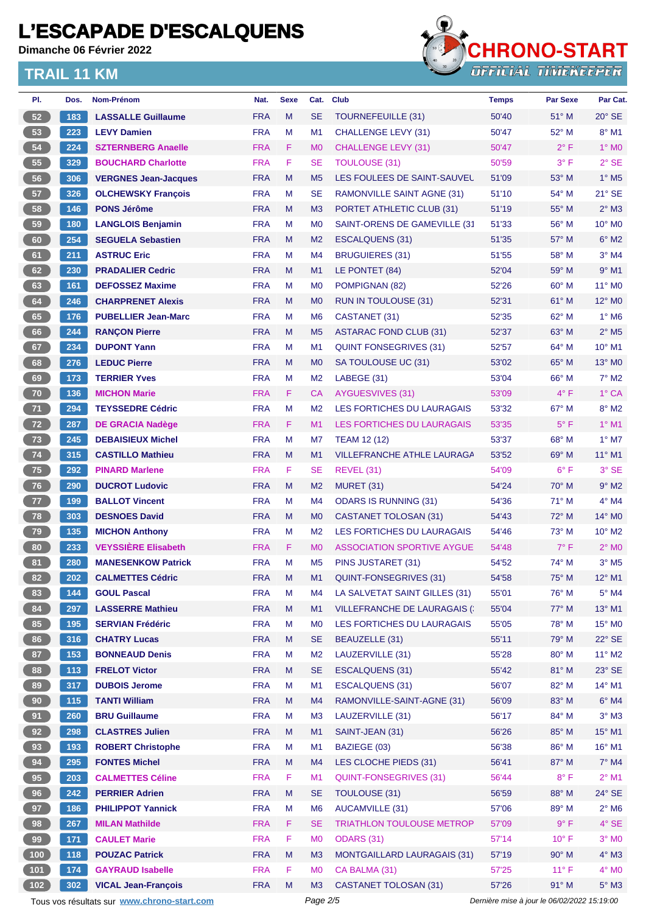# L'ESCAPADE D'ESCALQUENS

Dimanche 06 Février 2022

## TRAIL 11 KM

| Pl. | Dos. | Nom-Prénom | Nat. | Sexe | Cat. | Club | Temps | Par Sexe | Par Cat. |
|---|---|---|---|---|---|---|---|---|---|
| 52 | 183 | LASSALLE Guillaume | FRA | M | SE | TOURNEFEUILLE (31) | 50'40 | 51° M | 20° SE |
| 53 | 223 | LEVY Damien | FRA | M | M1 | CHALLENGE LEVY (31) | 50'47 | 52° M | 8° M1 |
| 54 | 224 | SZTERNBERG Anaelle | FRA | F | M0 | CHALLENGE LEVY (31) | 50'47 | 2° F | 1° M0 |
| 55 | 329 | BOUCHARD Charlotte | FRA | F | SE | TOULOUSE (31) | 50'59 | 3° F | 2° SE |
| 56 | 306 | VERGNES Jean-Jacques | FRA | M | M5 | LES FOULEES DE SAINT-SAUVEL | 51'09 | 53° M | 1° M5 |
| 57 | 326 | OLCHEWSKY François | FRA | M | SE | RAMONVILLE SAINT AGNE (31) | 51'10 | 54° M | 21° SE |
| 58 | 146 | PONS Jérôme | FRA | M | M3 | PORTET ATHLETIC CLUB (31) | 51'19 | 55° M | 2° M3 |
| 59 | 180 | LANGLOIS Benjamin | FRA | M | M0 | SAINT-ORENS DE GAMEVILLE (31 | 51'33 | 56° M | 10° M0 |
| 60 | 254 | SEGUELA Sebastien | FRA | M | M2 | ESCALQUENS (31) | 51'35 | 57° M | 6° M2 |
| 61 | 211 | ASTRUC Eric | FRA | M | M4 | BRUGUIERES (31) | 51'55 | 58° M | 3° M4 |
| 62 | 230 | PRADALIER Cedric | FRA | M | M1 | LE PONTET (84) | 52'04 | 59° M | 9° M1 |
| 63 | 161 | DEFOSSEZ Maxime | FRA | M | M0 | POMPIGNAN (82) | 52'26 | 60° M | 11° M0 |
| 64 | 246 | CHARPRENET Alexis | FRA | M | M0 | RUN IN TOULOUSE (31) | 52'31 | 61° M | 12° M0 |
| 65 | 176 | PUBELLIER Jean-Marc | FRA | M | M6 | CASTANET (31) | 52'35 | 62° M | 1° M6 |
| 66 | 244 | RANÇON Pierre | FRA | M | M5 | ASTARAC FOND CLUB (31) | 52'37 | 63° M | 2° M5 |
| 67 | 234 | DUPONT Yann | FRA | M | M1 | QUINT FONSEGRIVES (31) | 52'57 | 64° M | 10° M1 |
| 68 | 276 | LEDUC Pierre | FRA | M | M0 | SA TOULOUSE UC (31) | 53'02 | 65° M | 13° M0 |
| 69 | 173 | TERRIER Yves | FRA | M | M2 | LABEGE (31) | 53'04 | 66° M | 7° M2 |
| 70 | 136 | MICHON Marie | FRA | F | CA | AYGUESVIVES (31) | 53'09 | 4° F | 1° CA |
| 71 | 294 | TEYSSEDRE Cédric | FRA | M | M2 | LES FORTICHES DU LAURAGAIS | 53'32 | 67° M | 8° M2 |
| 72 | 287 | DE GRACIA Nadège | FRA | F | M1 | LES FORTICHES DU LAURAGAIS | 53'35 | 5° F | 1° M1 |
| 73 | 245 | DEBAISIEUX Michel | FRA | M | M7 | TEAM 12 (12) | 53'37 | 68° M | 1° M7 |
| 74 | 315 | CASTILLO Mathieu | FRA | M | M1 | VILLEFRANCHE ATHLE LAURAGA | 53'52 | 69° M | 11° M1 |
| 75 | 292 | PINARD Marlene | FRA | F | SE | REVEL (31) | 54'09 | 6° F | 3° SE |
| 76 | 290 | DUCROT Ludovic | FRA | M | M2 | MURET (31) | 54'24 | 70° M | 9° M2 |
| 77 | 199 | BALLOT Vincent | FRA | M | M4 | ODARS IS RUNNING (31) | 54'36 | 71° M | 4° M4 |
| 78 | 303 | DESNOES David | FRA | M | M0 | CASTANET TOLOSAN (31) | 54'43 | 72° M | 14° M0 |
| 79 | 135 | MICHON Anthony | FRA | M | M2 | LES FORTICHES DU LAURAGAIS | 54'46 | 73° M | 10° M2 |
| 80 | 233 | VEYSSIÈRE Elisabeth | FRA | F | M0 | ASSOCIATION SPORTIVE AYGUE | 54'48 | 7° F | 2° M0 |
| 81 | 280 | MANESENKOW Patrick | FRA | M | M5 | PINS JUSTARET (31) | 54'52 | 74° M | 3° M5 |
| 82 | 202 | CALMETTES Cédric | FRA | M | M1 | QUINT-FONSEGRIVES (31) | 54'58 | 75° M | 12° M1 |
| 83 | 144 | GOUL Pascal | FRA | M | M4 | LA SALVETAT SAINT GILLES (31) | 55'01 | 76° M | 5° M4 |
| 84 | 297 | LASSERRE Mathieu | FRA | M | M1 | VILLEFRANCHE DE LAURAGAIS (: | 55'04 | 77° M | 13° M1 |
| 85 | 195 | SERVIAN Frédéric | FRA | M | M0 | LES FORTICHES DU LAURAGAIS | 55'05 | 78° M | 15° M0 |
| 86 | 316 | CHATRY Lucas | FRA | M | SE | BEAUZELLE (31) | 55'11 | 79° M | 22° SE |
| 87 | 153 | BONNEAUD Denis | FRA | M | M2 | LAUZERVILLE (31) | 55'28 | 80° M | 11° M2 |
| 88 | 113 | FRELOT Victor | FRA | M | SE | ESCALQUENS (31) | 55'42 | 81° M | 23° SE |
| 89 | 317 | DUBOIS Jerome | FRA | M | M1 | ESCALQUENS (31) | 56'07 | 82° M | 14° M1 |
| 90 | 115 | TANTI William | FRA | M | M4 | RAMONVILLE-SAINT-AGNE (31) | 56'09 | 83° M | 6° M4 |
| 91 | 260 | BRU Guillaume | FRA | M | M3 | LAUZERVILLE (31) | 56'17 | 84° M | 3° M3 |
| 92 | 298 | CLASTRES Julien | FRA | M | M1 | SAINT-JEAN (31) | 56'26 | 85° M | 15° M1 |
| 93 | 193 | ROBERT Christophe | FRA | M | M1 | BAZIEGE (03) | 56'38 | 86° M | 16° M1 |
| 94 | 295 | FONTES Michel | FRA | M | M4 | LES CLOCHE PIEDS (31) | 56'41 | 87° M | 7° M4 |
| 95 | 203 | CALMETTES Céline | FRA | F | M1 | QUINT-FONSEGRIVES (31) | 56'44 | 8° F | 2° M1 |
| 96 | 242 | PERRIER Adrien | FRA | M | SE | TOULOUSE (31) | 56'59 | 88° M | 24° SE |
| 97 | 186 | PHILIPPOT Yannick | FRA | M | M6 | AUCAMVILLE (31) | 57'06 | 89° M | 2° M6 |
| 98 | 267 | MILAN Mathilde | FRA | F | SE | TRIATHLON TOULOUSE METROP | 57'09 | 9° F | 4° SE |
| 99 | 171 | CAULET Marie | FRA | F | M0 | ODARS (31) | 57'14 | 10° F | 3° M0 |
| 100 | 118 | POUZAC Patrick | FRA | M | M3 | MONTGAILLARD LAURAGAIS (31) | 57'19 | 90° M | 4° M3 |
| 101 | 174 | GAYRAUD Isabelle | FRA | F | M0 | CA BALMA (31) | 57'25 | 11° F | 4° M0 |
| 102 | 302 | VICAL Jean-François | FRA | M | M3 | CASTANET TOLOSAN (31) | 57'26 | 91° M | 5° M3 |

Tous vos résultats sur www.chrono-start.com

Dernière mise à jour le 06/02/2022 15:19:00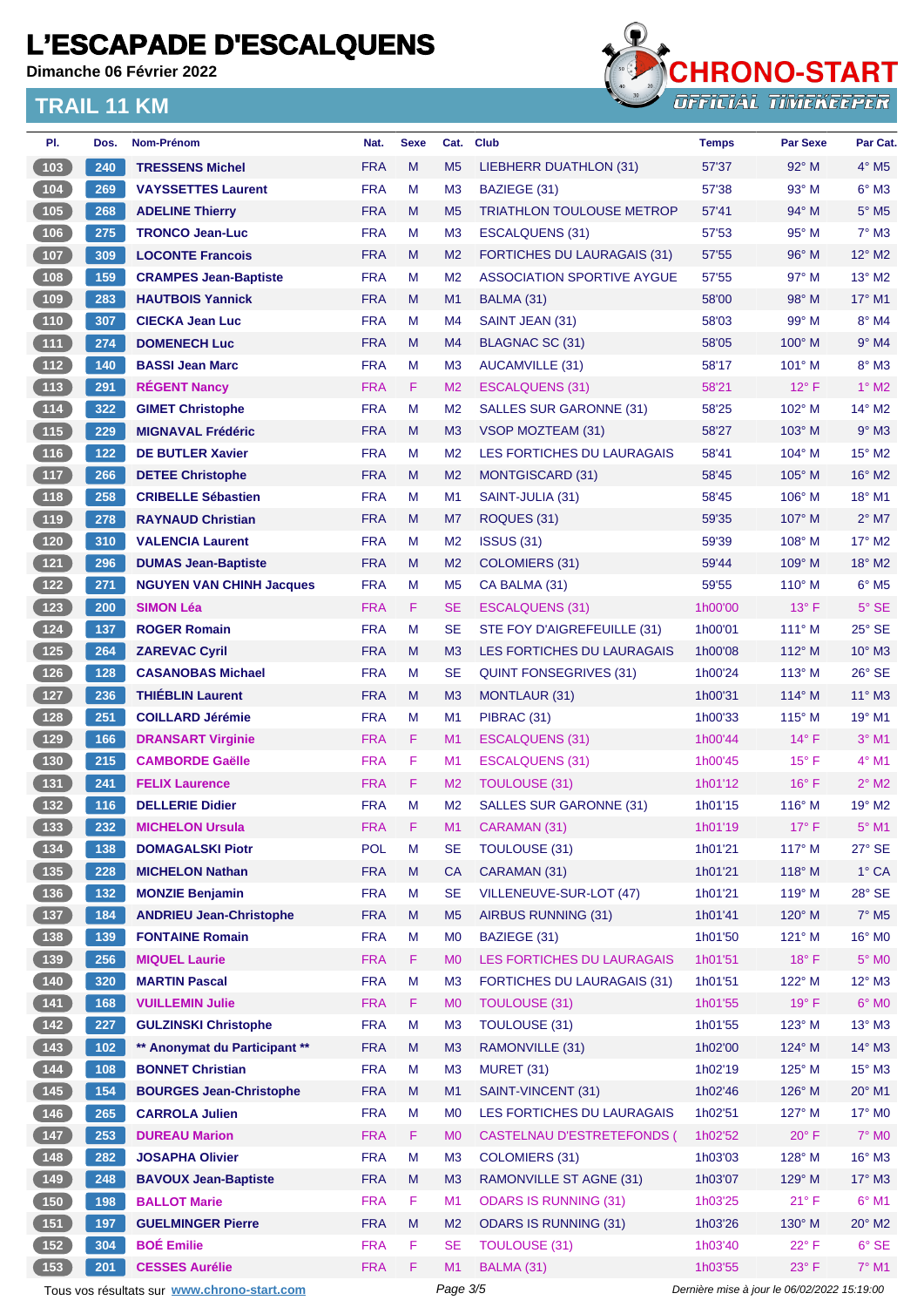# L'ESCAPADE D'ESCALQUENS

**Dimanche 06 Février 2022**

## TRAIL 11 KM

| Pl. | Dos. | Nom-Prénom | Nat. | Sexe | Cat. | Club | Temps | Par Sexe | Par Cat. |
|---|---|---|---|---|---|---|---|---|---|
| 103 | 240 | TRESSENS Michel | FRA | M | M5 | LIEBHERR DUATHLON (31) | 57'37 | 92° M | 4° M5 |
| 104 | 269 | VAYSSETTES Laurent | FRA | M | M3 | BAZIEGE (31) | 57'38 | 93° M | 6° M3 |
| 105 | 268 | ADELINE Thierry | FRA | M | M5 | TRIATHLON TOULOUSE METROP | 57'41 | 94° M | 5° M5 |
| 106 | 275 | TRONCO Jean-Luc | FRA | M | M3 | ESCALQUENS (31) | 57'53 | 95° M | 7° M3 |
| 107 | 309 | LOCONTE Francois | FRA | M | M2 | FORTICHES DU LAURAGAIS (31) | 57'55 | 96° M | 12° M2 |
| 108 | 159 | CRAMPES Jean-Baptiste | FRA | M | M2 | ASSOCIATION SPORTIVE AYGUE | 57'55 | 97° M | 13° M2 |
| 109 | 283 | HAUTBOIS Yannick | FRA | M | M1 | BALMA (31) | 58'00 | 98° M | 17° M1 |
| 110 | 307 | CIECKA Jean Luc | FRA | M | M4 | SAINT JEAN (31) | 58'03 | 99° M | 8° M4 |
| 111 | 274 | DOMENECH Luc | FRA | M | M4 | BLAGNAC SC (31) | 58'05 | 100° M | 9° M4 |
| 112 | 140 | BASSI Jean Marc | FRA | M | M3 | AUCAMVILLE (31) | 58'17 | 101° M | 8° M3 |
| 113 | 291 | RÉGENT Nancy | FRA | F | M2 | ESCALQUENS (31) | 58'21 | 12° F | 1° M2 |
| 114 | 322 | GIMET Christophe | FRA | M | M2 | SALLES SUR GARONNE (31) | 58'25 | 102° M | 14° M2 |
| 115 | 229 | MIGNAVAL Frédéric | FRA | M | M3 | VSOP MOZTEAM (31) | 58'27 | 103° M | 9° M3 |
| 116 | 122 | DE BUTLER Xavier | FRA | M | M2 | LES FORTICHES DU LAURAGAIS | 58'41 | 104° M | 15° M2 |
| 117 | 266 | DETEE Christophe | FRA | M | M2 | MONTGISCARD (31) | 58'45 | 105° M | 16° M2 |
| 118 | 258 | CRIBELLE Sébastien | FRA | M | M1 | SAINT-JULIA (31) | 58'45 | 106° M | 18° M1 |
| 119 | 278 | RAYNAUD Christian | FRA | M | M7 | ROQUES (31) | 59'35 | 107° M | 2° M7 |
| 120 | 310 | VALENCIA Laurent | FRA | M | M2 | ISSUS (31) | 59'39 | 108° M | 17° M2 |
| 121 | 296 | DUMAS Jean-Baptiste | FRA | M | M2 | COLOMIERS (31) | 59'44 | 109° M | 18° M2 |
| 122 | 271 | NGUYEN VAN CHINH Jacques | FRA | M | M5 | CA BALMA (31) | 59'55 | 110° M | 6° M5 |
| 123 | 200 | SIMON Léa | FRA | F | SE | ESCALQUENS (31) | 1h00'00 | 13° F | 5° SE |
| 124 | 137 | ROGER Romain | FRA | M | SE | STE FOY D'AIGREFEUILLE (31) | 1h00'01 | 111° M | 25° SE |
| 125 | 264 | ZAREVAC Cyril | FRA | M | M3 | LES FORTICHES DU LAURAGAIS | 1h00'08 | 112° M | 10° M3 |
| 126 | 128 | CASANOBAS Michael | FRA | M | SE | QUINT FONSEGRIVES (31) | 1h00'24 | 113° M | 26° SE |
| 127 | 236 | THIÉBLIN Laurent | FRA | M | M3 | MONTLAUR (31) | 1h00'31 | 114° M | 11° M3 |
| 128 | 251 | COILLARD Jérémie | FRA | M | M1 | PIBRAC (31) | 1h00'33 | 115° M | 19° M1 |
| 129 | 166 | DRANSART Virginie | FRA | F | M1 | ESCALQUENS (31) | 1h00'44 | 14° F | 3° M1 |
| 130 | 215 | CAMBORDE Gaëlle | FRA | F | M1 | ESCALQUENS (31) | 1h00'45 | 15° F | 4° M1 |
| 131 | 241 | FELIX Laurence | FRA | F | M2 | TOULOUSE (31) | 1h01'12 | 16° F | 2° M2 |
| 132 | 116 | DELLERIE Didier | FRA | M | M2 | SALLES SUR GARONNE (31) | 1h01'15 | 116° M | 19° M2 |
| 133 | 232 | MICHELON Ursula | FRA | F | M1 | CARAMAN (31) | 1h01'19 | 17° F | 5° M1 |
| 134 | 138 | DOMAGALSKI Piotr | POL | M | SE | TOULOUSE (31) | 1h01'21 | 117° M | 27° SE |
| 135 | 228 | MICHELON Nathan | FRA | M | CA | CARAMAN (31) | 1h01'21 | 118° M | 1° CA |
| 136 | 132 | MONZIE Benjamin | FRA | M | SE | VILLENEUVE-SUR-LOT (47) | 1h01'21 | 119° M | 28° SE |
| 137 | 184 | ANDRIEU Jean-Christophe | FRA | M | M5 | AIRBUS RUNNING (31) | 1h01'41 | 120° M | 7° M5 |
| 138 | 139 | FONTAINE Romain | FRA | M | M0 | BAZIEGE (31) | 1h01'50 | 121° M | 16° M0 |
| 139 | 256 | MIQUEL Laurie | FRA | F | M0 | LES FORTICHES DU LAURAGAIS | 1h01'51 | 18° F | 5° M0 |
| 140 | 320 | MARTIN Pascal | FRA | M | M3 | FORTICHES DU LAURAGAIS (31) | 1h01'51 | 122° M | 12° M3 |
| 141 | 168 | VUILLEMIN Julie | FRA | F | M0 | TOULOUSE (31) | 1h01'55 | 19° F | 6° M0 |
| 142 | 227 | GULZINSKI Christophe | FRA | M | M3 | TOULOUSE (31) | 1h01'55 | 123° M | 13° M3 |
| 143 | 102 | ** Anonymat du Participant ** | FRA | M | M3 | RAMONVILLE (31) | 1h02'00 | 124° M | 14° M3 |
| 144 | 108 | BONNET Christian | FRA | M | M3 | MURET (31) | 1h02'19 | 125° M | 15° M3 |
| 145 | 154 | BOURGES Jean-Christophe | FRA | M | M1 | SAINT-VINCENT (31) | 1h02'46 | 126° M | 20° M1 |
| 146 | 265 | CARROLA Julien | FRA | M | M0 | LES FORTICHES DU LAURAGAIS | 1h02'51 | 127° M | 17° M0 |
| 147 | 253 | DUREAU Marion | FRA | F | M0 | CASTELNAU D'ESTRETEFONDS ( | 1h02'52 | 20° F | 7° M0 |
| 148 | 282 | JOSAPHA Olivier | FRA | M | M3 | COLOMIERS (31) | 1h03'03 | 128° M | 16° M3 |
| 149 | 248 | BAVOUX Jean-Baptiste | FRA | M | M3 | RAMONVILLE ST AGNE (31) | 1h03'07 | 129° M | 17° M3 |
| 150 | 198 | BALLOT Marie | FRA | F | M1 | ODARS IS RUNNING (31) | 1h03'25 | 21° F | 6° M1 |
| 151 | 197 | GUELMONER Pierre | FRA | M | M2 | ODARS IS RUNNING (31) | 1h03'26 | 130° M | 20° M2 |
| 152 | 304 | BOÉ Emilie | FRA | F | SE | TOULOUSE (31) | 1h03'40 | 22° F | 6° SE |
| 153 | 201 | CESSES Aurélie | FRA | F | M1 | BALMA (31) | 1h03'55 | 23° F | 7° M1 |

Tous vos résultats sur www.chrono-start.com

*Dernière mise à jour le 06/02/2022 15:19:00*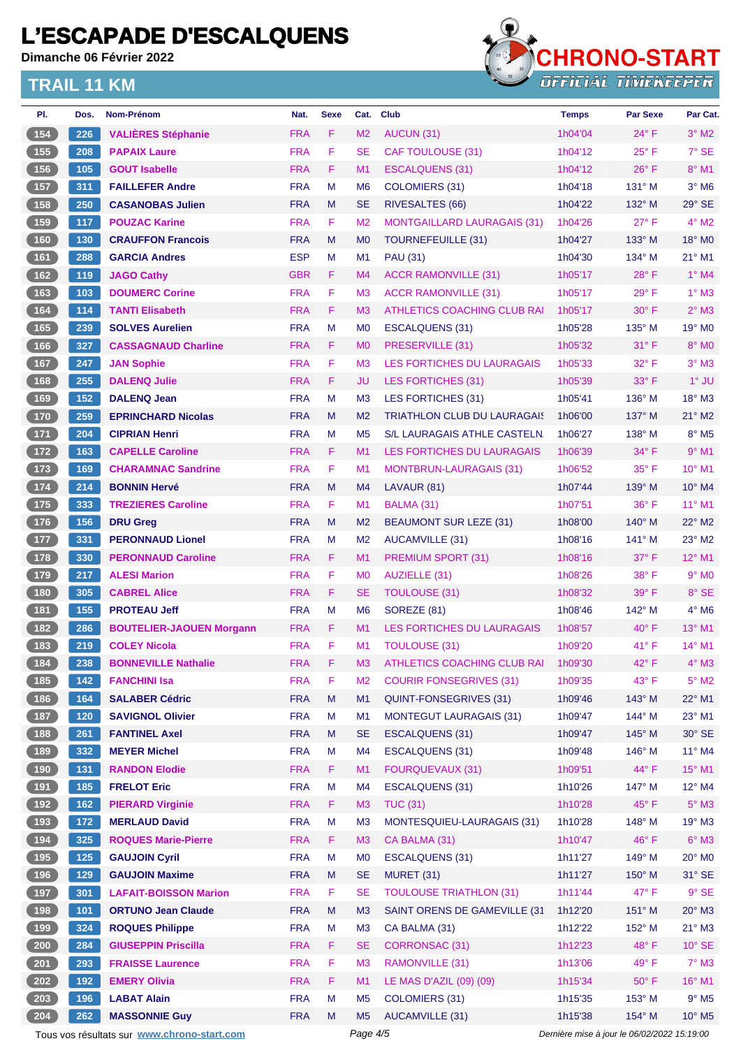# L'ESCAPADE D'ESCALQUENS

**Dimanche 06 Février 2022**

## TRAIL 11 KM

| Pl. | Dos. | Nom-Prénom | Nat. | Sexe | Cat. | Club | Temps | Par Sexe | Par Cat. |
|---|---|---|---|---|---|---|---|---|---|
| 154 | 226 | VALIÈRES Stéphanie | FRA | F | M2 | AUCUN (31) | 1h04'04 | 24° F | 3° M2 |
| 155 | 208 | PAPAIX Laure | FRA | F | SE | CAF TOULOUSE (31) | 1h04'12 | 25° F | 7° SE |
| 156 | 105 | GOUT Isabelle | FRA | F | M1 | ESCALQUENS (31) | 1h04'12 | 26° F | 8° M1 |
| 157 | 311 | FAILLEFER Andre | FRA | M | M6 | COLOMIERS (31) | 1h04'18 | 131° M | 3° M6 |
| 158 | 250 | CASANOBAS Julien | FRA | M | SE | RIVESALTES (66) | 1h04'22 | 132° M | 29° SE |
| 159 | 117 | POUZAC Karine | FRA | F | M2 | MONTGAILLARD LAURAGAIS (31) | 1h04'26 | 27° F | 4° M2 |
| 160 | 130 | CRAUFFON Francois | FRA | M | M0 | TOURNEFEUILLE (31) | 1h04'27 | 133° M | 18° M0 |
| 161 | 288 | GARCIA Andres | ESP | M | M1 | PAU (31) | 1h04'30 | 134° M | 21° M1 |
| 162 | 119 | JAGO Cathy | GBR | F | M4 | ACCR RAMONVILLE (31) | 1h05'17 | 28° F | 1° M4 |
| 163 | 103 | DOUMERC Corine | FRA | F | M3 | ACCR RAMONVILLE (31) | 1h05'17 | 29° F | 1° M3 |
| 164 | 114 | TANTI Elisabeth | FRA | F | M3 | ATHLETICS COACHING CLUB RAI | 1h05'17 | 30° F | 2° M3 |
| 165 | 239 | SOLVES Aurelien | FRA | M | M0 | ESCALQUENS (31) | 1h05'28 | 135° M | 19° M0 |
| 166 | 327 | CASSAGNAUD Charline | FRA | F | M0 | PRESERVILLE (31) | 1h05'32 | 31° F | 8° M0 |
| 167 | 247 | JAN Sophie | FRA | F | M3 | LES FORTICHES DU LAURAGAIS | 1h05'33 | 32° F | 3° M3 |
| 168 | 255 | DALENQ Julie | FRA | F | JU | LES FORTICHES (31) | 1h05'39 | 33° F | 1° JU |
| 169 | 152 | DALENQ Jean | FRA | M | M3 | LES FORTICHES (31) | 1h05'41 | 136° M | 18° M3 |
| 170 | 259 | EPRINCHARD Nicolas | FRA | M | M2 | TRIATHLON CLUB DU LAURAGAIS | 1h06'00 | 137° M | 21° M2 |
| 171 | 204 | CIPRIAN Henri | FRA | M | M5 | S/L LAURAGAIS ATHLE CASTELN. | 1h06'27 | 138° M | 8° M5 |
| 172 | 163 | CAPELLE Caroline | FRA | F | M1 | LES FORTICHES DU LAURAGAIS | 1h06'39 | 34° F | 9° M1 |
| 173 | 169 | CHARAMNAC Sandrine | FRA | F | M1 | MONTBRUN-LAURAGAIS (31) | 1h06'52 | 35° F | 10° M1 |
| 174 | 214 | BONNIN Hervé | FRA | M | M4 | LAVAUR (81) | 1h07'44 | 139° M | 10° M4 |
| 175 | 333 | TREZIERES Caroline | FRA | F | M1 | BALMA (31) | 1h07'51 | 36° F | 11° M1 |
| 176 | 156 | DRU Greg | FRA | M | M2 | BEAUMONT SUR LEZE (31) | 1h08'00 | 140° M | 22° M2 |
| 177 | 331 | PERONNAUD Lionel | FRA | M | M2 | AUCAMVILLE (31) | 1h08'16 | 141° M | 23° M2 |
| 178 | 330 | PERONNAUD Caroline | FRA | F | M1 | PREMIUM SPORT (31) | 1h08'16 | 37° F | 12° M1 |
| 179 | 217 | ALESI Marion | FRA | F | M0 | AUZIELLE (31) | 1h08'26 | 38° F | 9° M0 |
| 180 | 305 | CABREL Alice | FRA | F | SE | TOULOUSE (31) | 1h08'32 | 39° F | 8° SE |
| 181 | 155 | PROTEAU Jeff | FRA | M | M6 | SOREZE (81) | 1h08'46 | 142° M | 4° M6 |
| 182 | 286 | BOUTELIER-JAOUEN Morgann | FRA | F | M1 | LES FORTICHES DU LAURAGAIS | 1h08'57 | 40° F | 13° M1 |
| 183 | 219 | COLEY Nicola | FRA | F | M1 | TOULOUSE (31) | 1h09'20 | 41° F | 14° M1 |
| 184 | 238 | BONNEVILLE Nathalie | FRA | F | M3 | ATHLETICS COACHING CLUB RAI | 1h09'30 | 42° F | 4° M3 |
| 185 | 142 | FANCHINI Isa | FRA | F | M2 | COURIR FONSEGRIVES (31) | 1h09'35 | 43° F | 5° M2 |
| 186 | 164 | SALABER Cédric | FRA | M | M1 | QUINT-FONSEGRIVES (31) | 1h09'46 | 143° M | 22° M1 |
| 187 | 120 | SAVIGNOL Olivier | FRA | M | M1 | MONTEGUT LAURAGAIS (31) | 1h09'47 | 144° M | 23° M1 |
| 188 | 261 | FANTINEL Axel | FRA | M | SE | ESCALQUENS (31) | 1h09'47 | 145° M | 30° SE |
| 189 | 332 | MEYER Michel | FRA | M | M4 | ESCALQUENS (31) | 1h09'48 | 146° M | 11° M4 |
| 190 | 131 | RANDON Elodie | FRA | F | M1 | FOURQUEVAUX (31) | 1h09'51 | 44° F | 15° M1 |
| 191 | 185 | FRELOT Eric | FRA | M | M4 | ESCALQUENS (31) | 1h10'26 | 147° M | 12° M4 |
| 192 | 162 | PIERARD Virginie | FRA | F | M3 | TUC (31) | 1h10'28 | 45° F | 5° M3 |
| 193 | 172 | MERLAUD David | FRA | M | M3 | MONTESQUIEU-LAURAGAIS (31) | 1h10'28 | 148° M | 19° M3 |
| 194 | 325 | ROQUES Marie-Pierre | FRA | F | M3 | CA BALMA (31) | 1h10'47 | 46° F | 6° M3 |
| 195 | 125 | GAUJOIN Cyril | FRA | M | M0 | ESCALQUENS (31) | 1h11'27 | 149° M | 20° M0 |
| 196 | 129 | GAUJOIN Maxime | FRA | M | SE | MURET (31) | 1h11'27 | 150° M | 31° SE |
| 197 | 301 | LAFAIT-BOISSON Marion | FRA | F | SE | TOULOUSE TRIATHLON (31) | 1h11'44 | 47° F | 9° SE |
| 198 | 101 | ORTUNO Jean Claude | FRA | M | M3 | SAINT ORENS DE GAMEVILLE (31 | 1h12'20 | 151° M | 20° M3 |
| 199 | 324 | ROQUES Philippe | FRA | M | M3 | CA BALMA (31) | 1h12'22 | 152° M | 21° M3 |
| 200 | 284 | GIUSEPPIN Priscilla | FRA | F | SE | CORRONSAC (31) | 1h12'23 | 48° F | 10° SE |
| 201 | 293 | FRAISSE Laurence | FRA | F | M3 | RAMONVILLE (31) | 1h13'06 | 49° F | 7° M3 |
| 202 | 192 | EMERY Olivia | FRA | F | M1 | LE MAS D'AZIL (09) (09) | 1h15'34 | 50° F | 16° M1 |
| 203 | 196 | LABAT Alain | FRA | M | M5 | COLOMIERS (31) | 1h15'35 | 153° M | 9° M5 |
| 204 | 262 | MASSONNIE Guy | FRA | M | M5 | AUCAMVILLE (31) | 1h15'38 | 154° M | 10° M5 |

Tous vos résultats sur www.chrono-start.com

*Dernière mise à jour le 06/02/2022 15:19:00*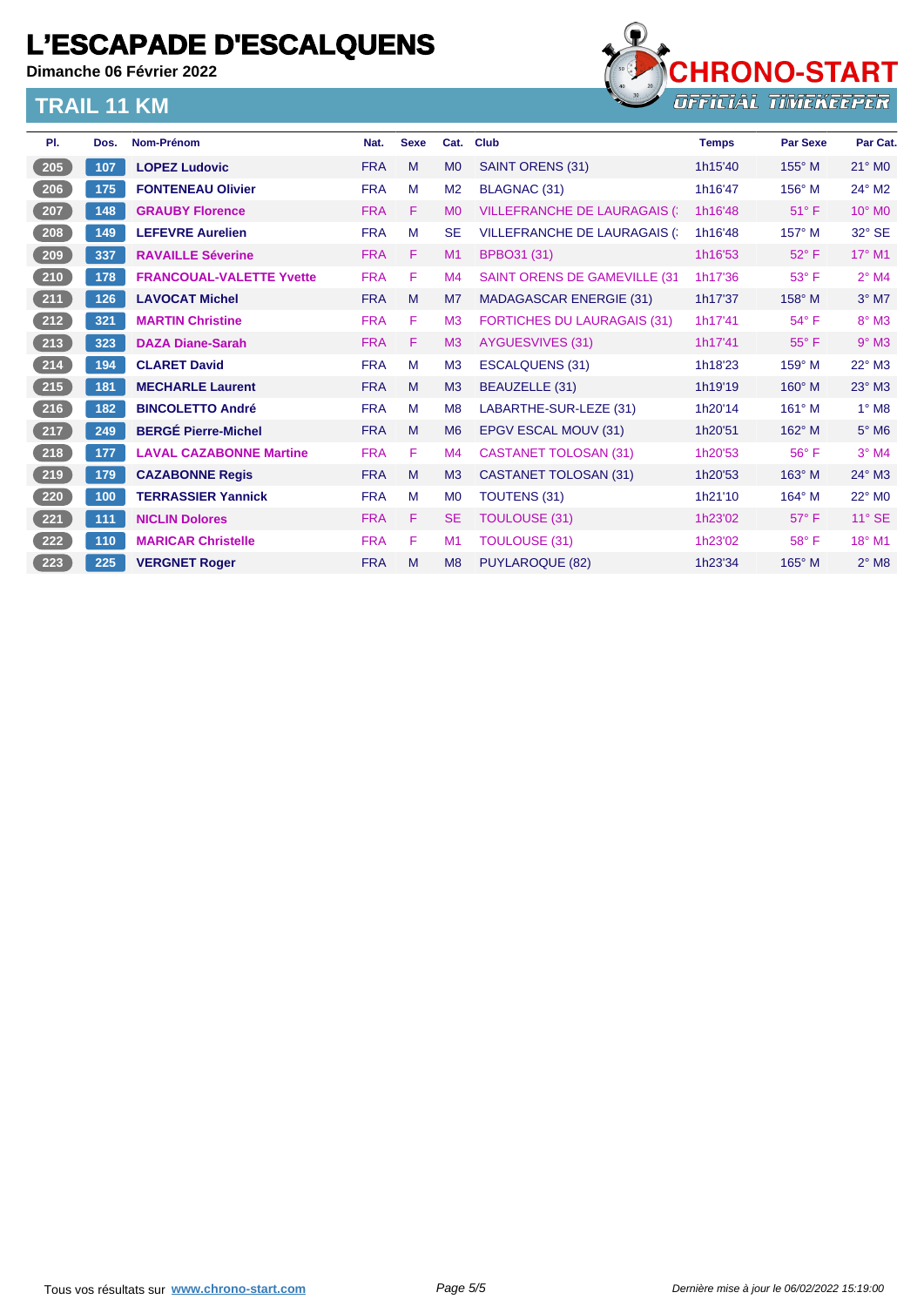# L'ESCAPADE D'ESCALQUENS

**Dimanche 06 Février 2022**

## TRAIL 11 KM

| Pl. | Dos. | Nom-Prénom | Nat. | Sexe | Cat. | Club | Temps | Par Sexe | Par Cat. |
|---|---|---|---|---|---|---|---|---|---|
| 205 | 107 | **LOPEZ Ludovic** | FRA | M | M0 | SAINT ORENS (31) | 1h15'40 | 155° M | 21° M0 |
| 206 | 175 | **FONTENEAU Olivier** | FRA | M | M2 | BLAGNAC (31) | 1h16'47 | 156° M | 24° M2 |
| 207 | 148 | **GRAUBY Florence** | FRA | F | M0 | VILLEFRANCHE DE LAURAGAIS (: | 1h16'48 | 51° F | 10° M0 |
| 208 | 149 | **LEFEVRE Aurelien** | FRA | M | SE | VILLEFRANCHE DE LAURAGAIS (: | 1h16'48 | 157° M | 32° SE |
| 209 | 337 | **RAVAILLE Séverine** | FRA | F | M1 | BPBO31 (31) | 1h16'53 | 52° F | 17° M1 |
| 210 | 178 | **FRANCOUAL-VALETTE Yvette** | FRA | F | M4 | SAINT ORENS DE GAMEVILLE (31 | 1h17'36 | 53° F | 2° M4 |
| 211 | 126 | **LAVOCAT Michel** | FRA | M | M7 | MADAGASCAR ENERGIE (31) | 1h17'37 | 158° M | 3° M7 |
| 212 | 321 | **MARTIN Christine** | FRA | F | M3 | FORTICHES DU LAURAGAIS (31) | 1h17'41 | 54° F | 8° M3 |
| 213 | 323 | **DAZA Diane-Sarah** | FRA | F | M3 | AYGUESVIVES (31) | 1h17'41 | 55° F | 9° M3 |
| 214 | 194 | **CLARET David** | FRA | M | M3 | ESCALQUENS (31) | 1h18'23 | 159° M | 22° M3 |
| 215 | 181 | **MECHARLE Laurent** | FRA | M | M3 | BEAUZELLE (31) | 1h19'19 | 160° M | 23° M3 |
| 216 | 182 | **BINCOLETTO André** | FRA | M | M8 | LABARTHE-SUR-LEZE (31) | 1h20'14 | 161° M | 1° M8 |
| 217 | 249 | **BERGÉ Pierre-Michel** | FRA | M | M6 | EPGV ESCAL MOUV (31) | 1h20'51 | 162° M | 5° M6 |
| 218 | 177 | **LAVAL CAZABONNE Martine** | FRA | F | M4 | CASTANET TOLOSAN (31) | 1h20'53 | 56° F | 3° M4 |
| 219 | 179 | **CAZABONNE Regis** | FRA | M | M3 | CASTANET TOLOSAN (31) | 1h20'53 | 163° M | 24° M3 |
| 220 | 100 | **TERRASSIER Yannick** | FRA | M | M0 | TOUTENS (31) | 1h21'10 | 164° M | 22° M0 |
| 221 | 111 | **NICLIN Dolores** | FRA | F | SE | TOULOUSE (31) | 1h23'02 | 57° F | 11° SE |
| 222 | 110 | **MARICAR Christelle** | FRA | F | M1 | TOULOUSE (31) | 1h23'02 | 58° F | 18° M1 |
| 223 | 225 | **VERGNET Roger** | FRA | M | M8 | PUYLAROQUE (82) | 1h23'34 | 165° M | 2° M8 |

Tous vos résultats sur www.chrono-start.com

*Dernière mise à jour le 06/02/2022 15:19:00*